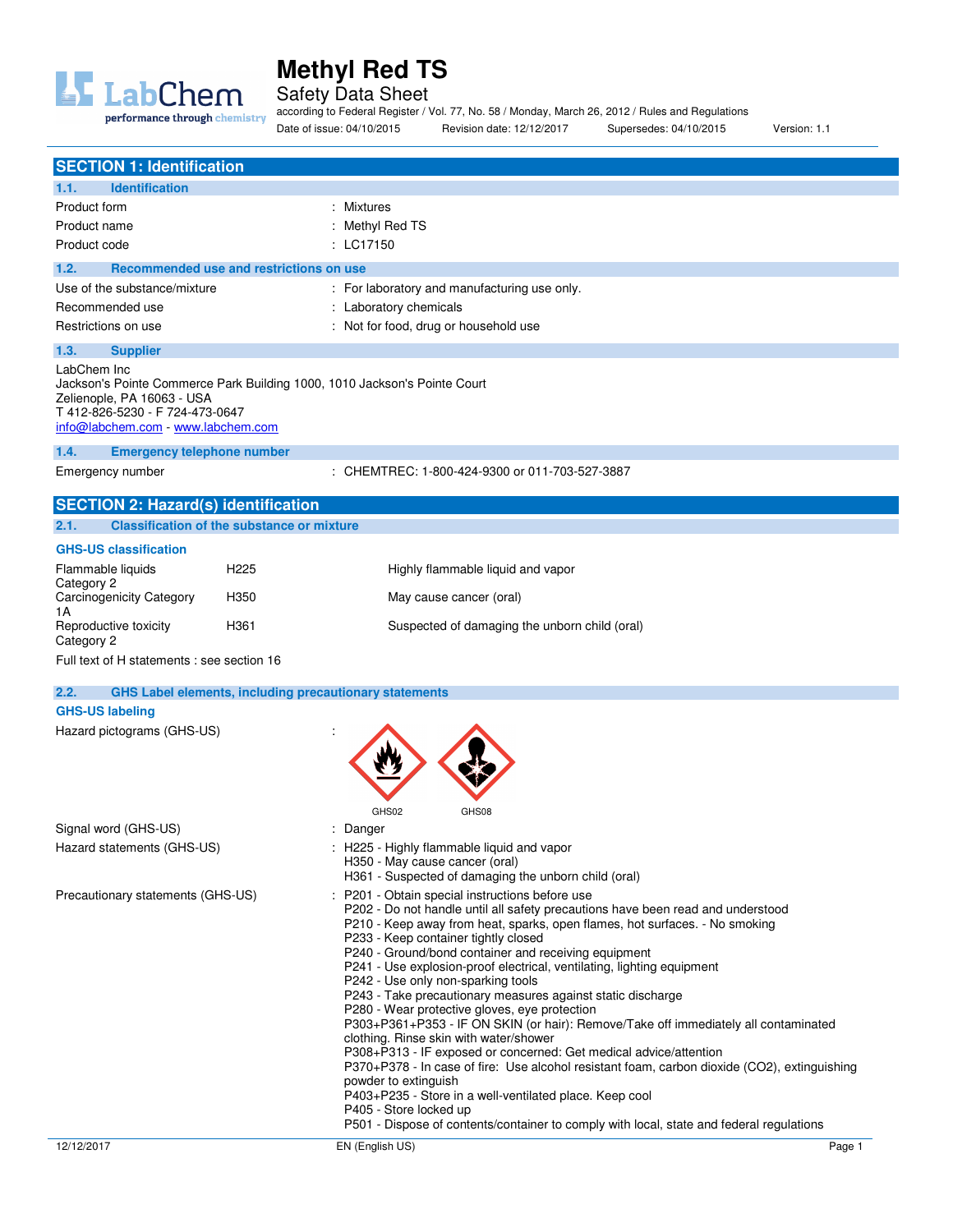# Methyl Red TS

Safety Data Sheet

according to Federal Register / Vol. 77, No. 58 / Monday, March 26, 2012 / Rules and Regulations

Date of issue: 04/10/2015 Revision date: 12/12/2017 Supersedes: 04/10/2015 Version: 1.1

## SECTION 1: Identification

### 1.1. Identification

| | |
|---|---|
| Product form | : Mixtures |
| Product name | : Methyl Red TS |
| Product code | : LC17150 |

### 1.2. Recommended use and restrictions on use

| | |
|---|---|
| Use of the substance/mixture | : For laboratory and manufacturing use only. |
| Recommended use | : Laboratory chemicals |
| Restrictions on use | : Not for food, drug or household use |

### 1.3. Supplier

LabChem Inc
Jackson's Pointe Commerce Park Building 1000, 1010 Jackson's Pointe Court
Zelienople, PA 16063 - USA
T 412-826-5230 - F 724-473-0647
info@labchem.com - www.labchem.com

### 1.4. Emergency telephone number

| | |
|---|---|
| Emergency number | : CHEMTREC: 1-800-424-9300 or 011-703-527-3887 |

## SECTION 2: Hazard(s) identification

### 2.1. Classification of the substance or mixture

**GHS-US classification**

| | | |
|---|---|---|
| Flammable liquids Category 2 | H225 | Highly flammable liquid and vapor |
| Carcinogenicity Category 1A | H350 | May cause cancer (oral) |
| Reproductive toxicity Category 2 | H361 | Suspected of damaging the unborn child (oral) |

Full text of H statements : see section 16

### 2.2. GHS Label elements, including precautionary statements

**GHS-US labeling**

Hazard pictograms (GHS-US) : GHS02 GHS08

Signal word (GHS-US) : Danger

Hazard statements (GHS-US) :
- H225 - Highly flammable liquid and vapor
- H350 - May cause cancer (oral)
- H361 - Suspected of damaging the unborn child (oral)

Precautionary statements (GHS-US) :
- P201 - Obtain special instructions before use
- P202 - Do not handle until all safety precautions have been read and understood
- P210 - Keep away from heat, sparks, open flames, hot surfaces. - No smoking
- P233 - Keep container tightly closed
- P240 - Ground/bond container and receiving equipment
- P241 - Use explosion-proof electrical, ventilating, lighting equipment
- P242 - Use only non-sparking tools
- P243 - Take precautionary measures against static discharge
- P280 - Wear protective gloves, eye protection
- P303+P361+P353 - IF ON SKIN (or hair): Remove/Take off immediately all contaminated clothing. Rinse skin with water/shower
- P308+P313 - IF exposed or concerned: Get medical advice/attention
- P370+P378 - In case of fire: Use alcohol resistant foam, carbon dioxide ($CO_2$), extinguishing powder to extinguish
- P403+P235 - Store in a well-ventilated place. Keep cool
- P405 - Store locked up
- P501 - Dispose of contents/container to comply with local, state and federal regulations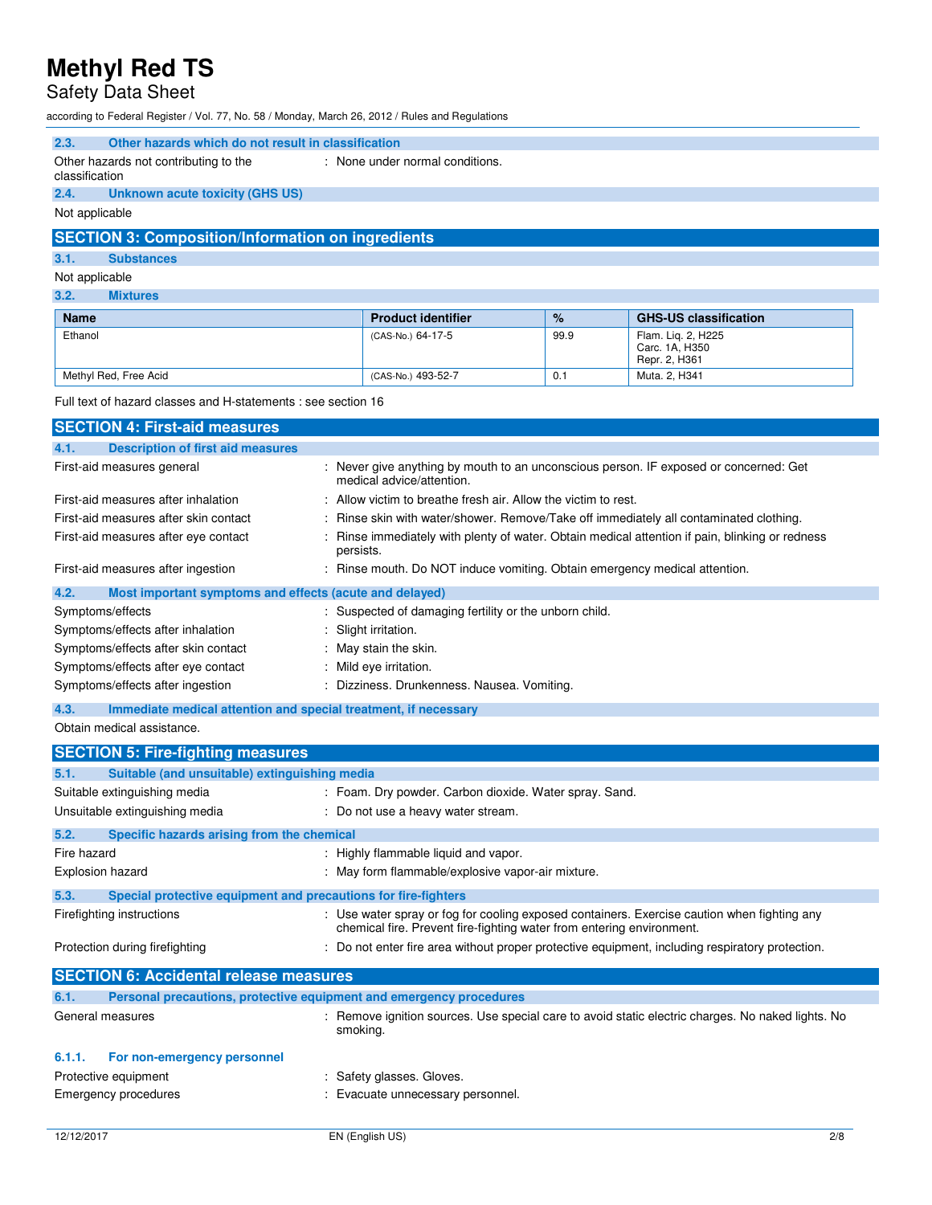### 2.3. Other hazards which do not result in classification

Other hazards not contributing to the classification : None under normal conditions.

### 2.4. Unknown acute toxicity (GHS US)

Not applicable

## SECTION 3: Composition/Information on ingredients

### 3.1. Substances

Not applicable

### 3.2. Mixtures

| Name | Product identifier | % | GHS-US classification |
|---|---|---|---|
| Ethanol | (CAS-No.) 64-17-5 | 99.9 | Flam. Liq. 2, H225<br>Carc. 1A, H350<br>Repr. 2, H361 |
| Methyl Red, Free Acid | (CAS-No.) 493-52-7 | 0.1 | Muta. 2, H341 |

Full text of hazard classes and H-statements : see section 16

## SECTION 4: First-aid measures

### 4.1. Description of first aid measures

First-aid measures general : Never give anything by mouth to an unconscious person. IF exposed or concerned: Get medical advice/attention.

First-aid measures after inhalation : Allow victim to breathe fresh air. Allow the victim to rest.

First-aid measures after skin contact : Rinse skin with water/shower. Remove/Take off immediately all contaminated clothing.

First-aid measures after eye contact : Rinse immediately with plenty of water. Obtain medical attention if pain, blinking or redness persists.

First-aid measures after ingestion : Rinse mouth. Do NOT induce vomiting. Obtain emergency medical attention.

### 4.2. Most important symptoms and effects (acute and delayed)

Symptoms/effects : Suspected of damaging fertility or the unborn child.

Symptoms/effects after inhalation : Slight irritation.

Symptoms/effects after skin contact : May stain the skin.

Symptoms/effects after eye contact : Mild eye irritation.

Symptoms/effects after ingestion : Dizziness. Drunkenness. Nausea. Vomiting.

### 4.3. Immediate medical attention and special treatment, if necessary

Obtain medical assistance.

## SECTION 5: Fire-fighting measures

### 5.1. Suitable (and unsuitable) extinguishing media

Suitable extinguishing media : Foam. Dry powder. Carbon dioxide. Water spray. Sand.

Unsuitable extinguishing media : Do not use a heavy water stream.

### 5.2. Specific hazards arising from the chemical

Fire hazard : Highly flammable liquid and vapor.

Explosion hazard : May form flammable/explosive vapor-air mixture.

### 5.3. Special protective equipment and precautions for fire-fighters

Firefighting instructions : Use water spray or fog for cooling exposed containers. Exercise caution when fighting any chemical fire. Prevent fire-fighting water from entering environment.

Protection during firefighting : Do not enter fire area without proper protective equipment, including respiratory protection.

## SECTION 6: Accidental release measures

### 6.1. Personal precautions, protective equipment and emergency procedures

General measures : Remove ignition sources. Use special care to avoid static electric charges. No naked lights. No smoking.

#### 6.1.1. For non-emergency personnel

Protective equipment : Safety glasses. Gloves.

Emergency procedures : Evacuate unnecessary personnel.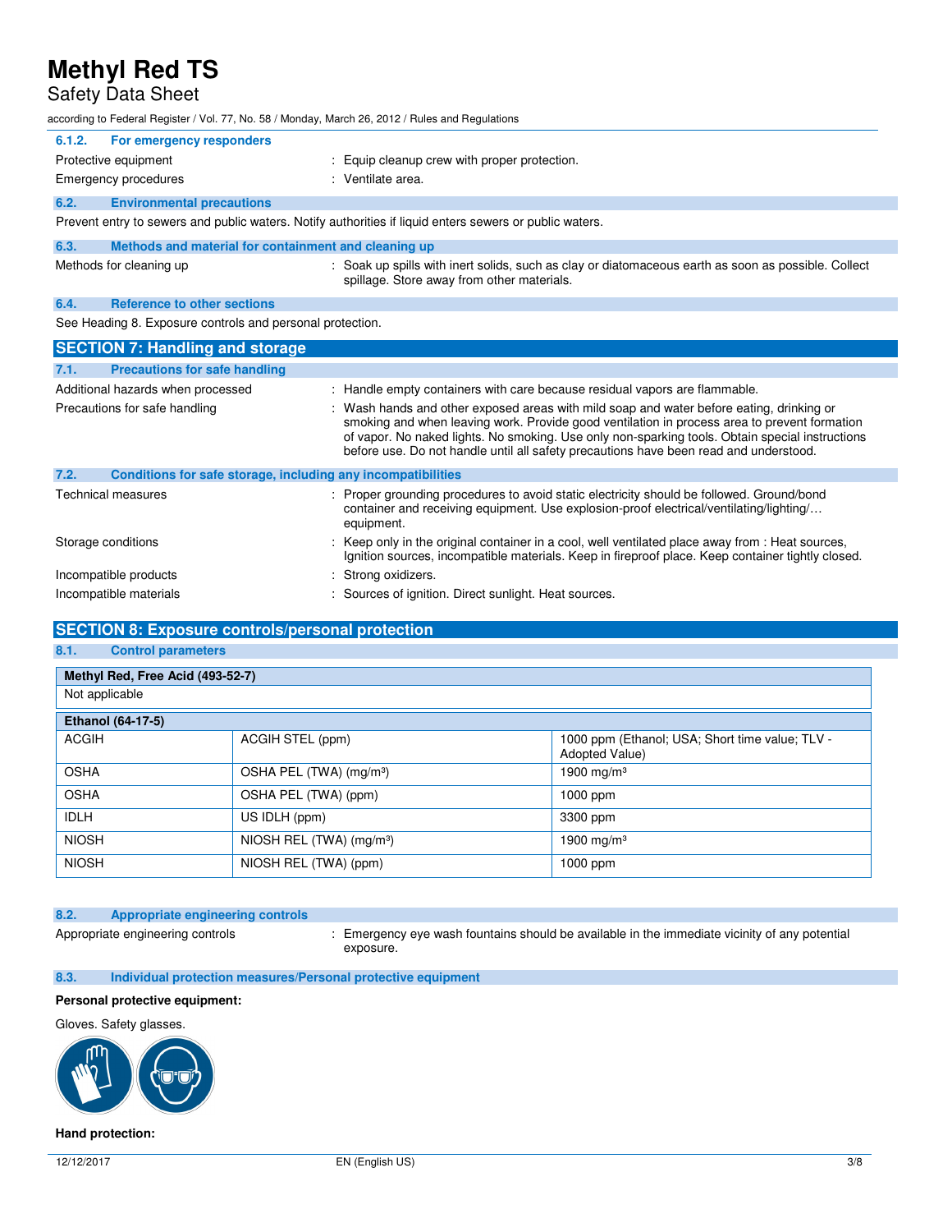#### 6.1.2. For emergency responders

Protective equipment : Equip cleanup crew with proper protection.

Emergency procedures : Ventilate area.

### 6.2. Environmental precautions

Prevent entry to sewers and public waters. Notify authorities if liquid enters sewers or public waters.

### 6.3. Methods and material for containment and cleaning up

Methods for cleaning up : Soak up spills with inert solids, such as clay or diatomaceous earth as soon as possible. Collect spillage. Store away from other materials.

### 6.4. Reference to other sections

See Heading 8. Exposure controls and personal protection.

## SECTION 7: Handling and storage

### 7.1. Precautions for safe handling

Additional hazards when processed : Handle empty containers with care because residual vapors are flammable.

Precautions for safe handling : Wash hands and other exposed areas with mild soap and water before eating, drinking or smoking and when leaving work. Provide good ventilation in process area to prevent formation of vapor. No naked lights. No smoking. Use only non-sparking tools. Obtain special instructions before use. Do not handle until all safety precautions have been read and understood.

### 7.2. Conditions for safe storage, including any incompatibilities

Technical measures : Proper grounding procedures to avoid static electricity should be followed. Ground/bond container and receiving equipment. Use explosion-proof electrical/ventilating/lighting/… equipment.

Storage conditions : Keep only in the original container in a cool, well ventilated place away from : Heat sources, Ignition sources, incompatible materials. Keep in fireproof place. Keep container tightly closed.

Incompatible products : Strong oxidizers.

Incompatible materials : Sources of ignition. Direct sunlight. Heat sources.

## SECTION 8: Exposure controls/personal protection

### 8.1. Control parameters

| Methyl Red, Free Acid (493-52-7) |
|---|
| Not applicable |

| Ethanol (64-17-5) | | |
|---|---|---|
| ACGIH | ACGIH STEL (ppm) | 1000 ppm (Ethanol; USA; Short time value; TLV - Adopted Value) |
| OSHA | OSHA PEL (TWA) (mg/m³) | 1900 mg/m³ |
| OSHA | OSHA PEL (TWA) (ppm) | 1000 ppm |
| IDLH | US IDLH (ppm) | 3300 ppm |
| NIOSH | NIOSH REL (TWA) (mg/m³) | 1900 mg/m³ |
| NIOSH | NIOSH REL (TWA) (ppm) | 1000 ppm |

### 8.2. Appropriate engineering controls

Appropriate engineering controls : Emergency eye wash fountains should be available in the immediate vicinity of any potential exposure.

### 8.3. Individual protection measures/Personal protective equipment

**Personal protective equipment:**

Gloves. Safety glasses.

**Hand protection:**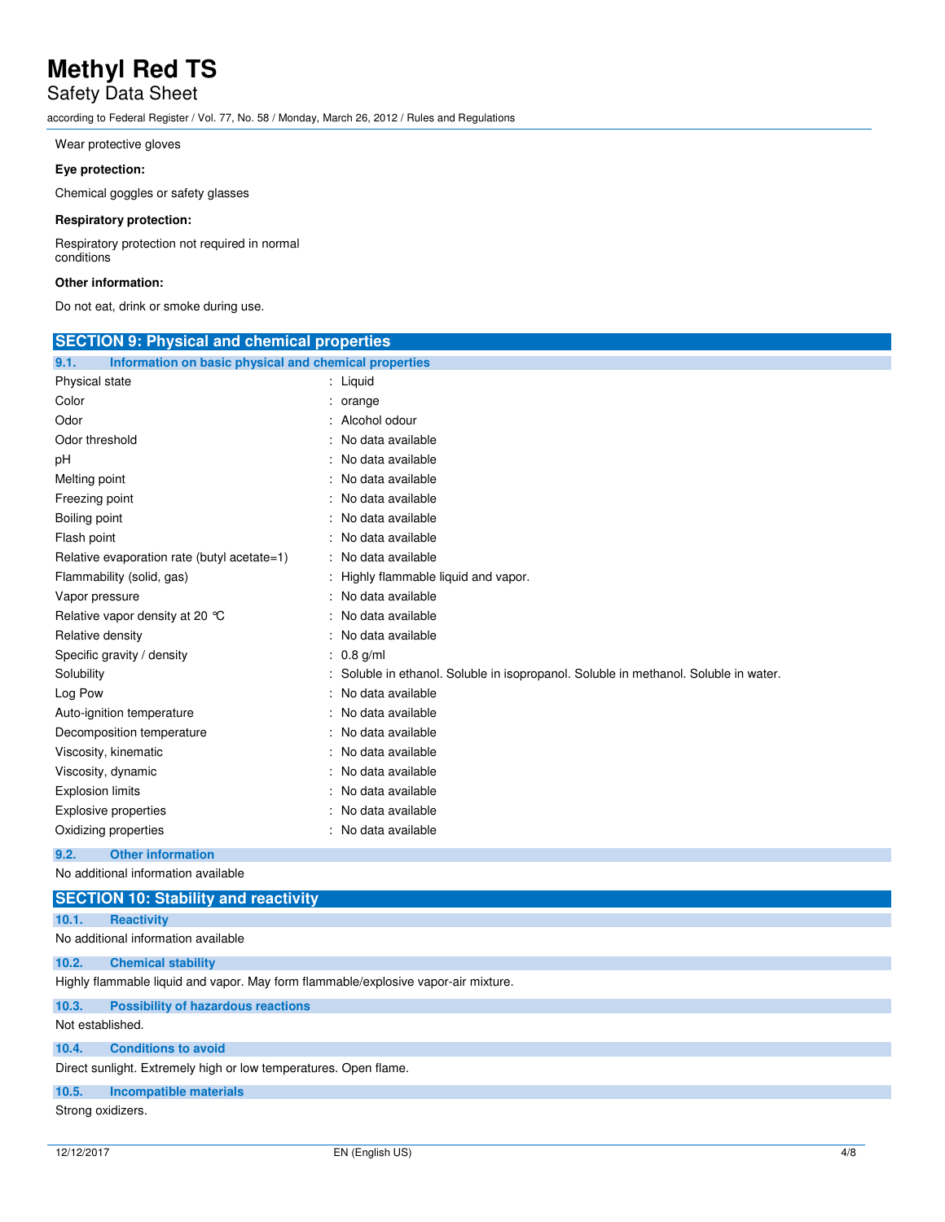Wear protective gloves

**Eye protection:**

Chemical goggles or safety glasses

**Respiratory protection:**

Respiratory protection not required in normal conditions

**Other information:**

Do not eat, drink or smoke during use.

## SECTION 9: Physical and chemical properties

### 9.1. Information on basic physical and chemical properties

| Property | Value |
|---|---|
| Physical state | : Liquid |
| Color | : orange |
| Odor | : Alcohol odour |
| Odor threshold | : No data available |
| pH | : No data available |
| Melting point | : No data available |
| Freezing point | : No data available |
| Boiling point | : No data available |
| Flash point | : No data available |
| Relative evaporation rate (butyl acetate=1) | : No data available |
| Flammability (solid, gas) | : Highly flammable liquid and vapor. |
| Vapor pressure | : No data available |
| Relative vapor density at 20 °C | : No data available |
| Relative density | : No data available |
| Specific gravity / density | : 0.8 g/ml |
| Solubility | : Soluble in ethanol. Soluble in isopropanol. Soluble in methanol. Soluble in water. |
| Log Pow | : No data available |
| Auto-ignition temperature | : No data available |
| Decomposition temperature | : No data available |
| Viscosity, kinematic | : No data available |
| Viscosity, dynamic | : No data available |
| Explosion limits | : No data available |
| Explosive properties | : No data available |
| Oxidizing properties | : No data available |

### 9.2. Other information

No additional information available

## SECTION 10: Stability and reactivity

### 10.1. Reactivity

No additional information available

### 10.2. Chemical stability

Highly flammable liquid and vapor. May form flammable/explosive vapor-air mixture.

### 10.3. Possibility of hazardous reactions

Not established.

### 10.4. Conditions to avoid

Direct sunlight. Extremely high or low temperatures. Open flame.

### 10.5. Incompatible materials

Strong oxidizers.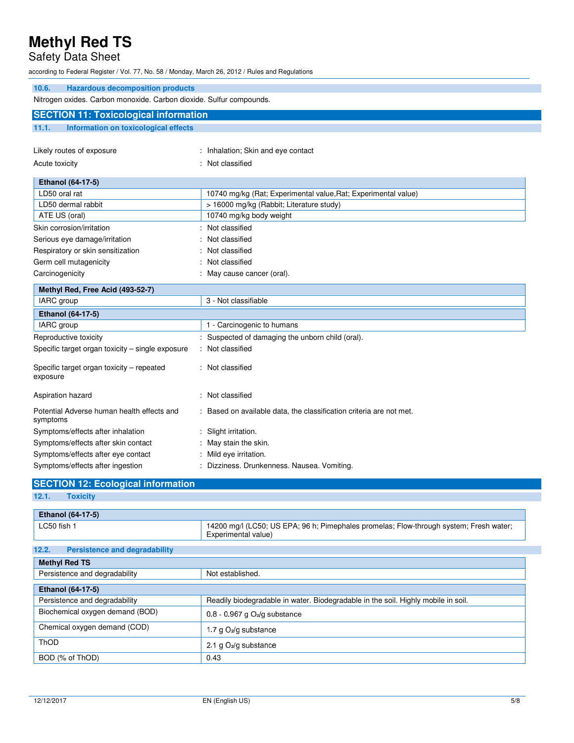### 10.6. Hazardous decomposition products

Nitrogen oxides. Carbon monoxide. Carbon dioxide. Sulfur compounds.

## SECTION 11: Toxicological information

### 11.1. Information on toxicological effects

Likely routes of exposure : Inhalation; Skin and eye contact

Acute toxicity : Not classified

| Ethanol (64-17-5) | |
|---|---|
| LD50 oral rat | 10740 mg/kg (Rat; Experimental value,Rat; Experimental value) |
| LD50 dermal rabbit | > 16000 mg/kg (Rabbit; Literature study) |
| ATE US (oral) | 10740 mg/kg body weight |

Skin corrosion/irritation : Not classified

Serious eye damage/irritation : Not classified

Respiratory or skin sensitization : Not classified

Germ cell mutagenicity : Not classified

Carcinogenicity : May cause cancer (oral).

| Methyl Red, Free Acid (493-52-7) | |
|---|---|
| IARC group | 3 - Not classifiable |
| **Ethanol (64-17-5)** | |
| IARC group | 1 - Carcinogenic to humans |

Reproductive toxicity : Suspected of damaging the unborn child (oral).

Specific target organ toxicity – single exposure : Not classified

Specific target organ toxicity – repeated exposure : Not classified

Aspiration hazard : Not classified

Potential Adverse human health effects and symptoms : Based on available data, the classification criteria are not met.

Symptoms/effects after inhalation : Slight irritation.

Symptoms/effects after skin contact : May stain the skin.

Symptoms/effects after eye contact : Mild eye irritation.

Symptoms/effects after ingestion : Dizziness. Drunkenness. Nausea. Vomiting.

## SECTION 12: Ecological information

### 12.1. Toxicity

| Ethanol (64-17-5) | |
|---|---|
| LC50 fish 1 | 14200 mg/l (LC50; US EPA; 96 h; Pimephales promelas; Flow-through system; Fresh water; Experimental value) |

### 12.2. Persistence and degradability

| Methyl Red TS | |
|---|---|
| Persistence and degradability | Not established. |

| Ethanol (64-17-5) | |
|---|---|
| Persistence and degradability | Readily biodegradable in water. Biodegradable in the soil. Highly mobile in soil. |
| Biochemical oxygen demand (BOD) | 0.8 - 0.967 g $O_2$/g substance |
| Chemical oxygen demand (COD) | 1.7 g $O_2$/g substance |
| ThOD | 2.1 g $O_2$/g substance |
| BOD (% of ThOD) | 0.43 |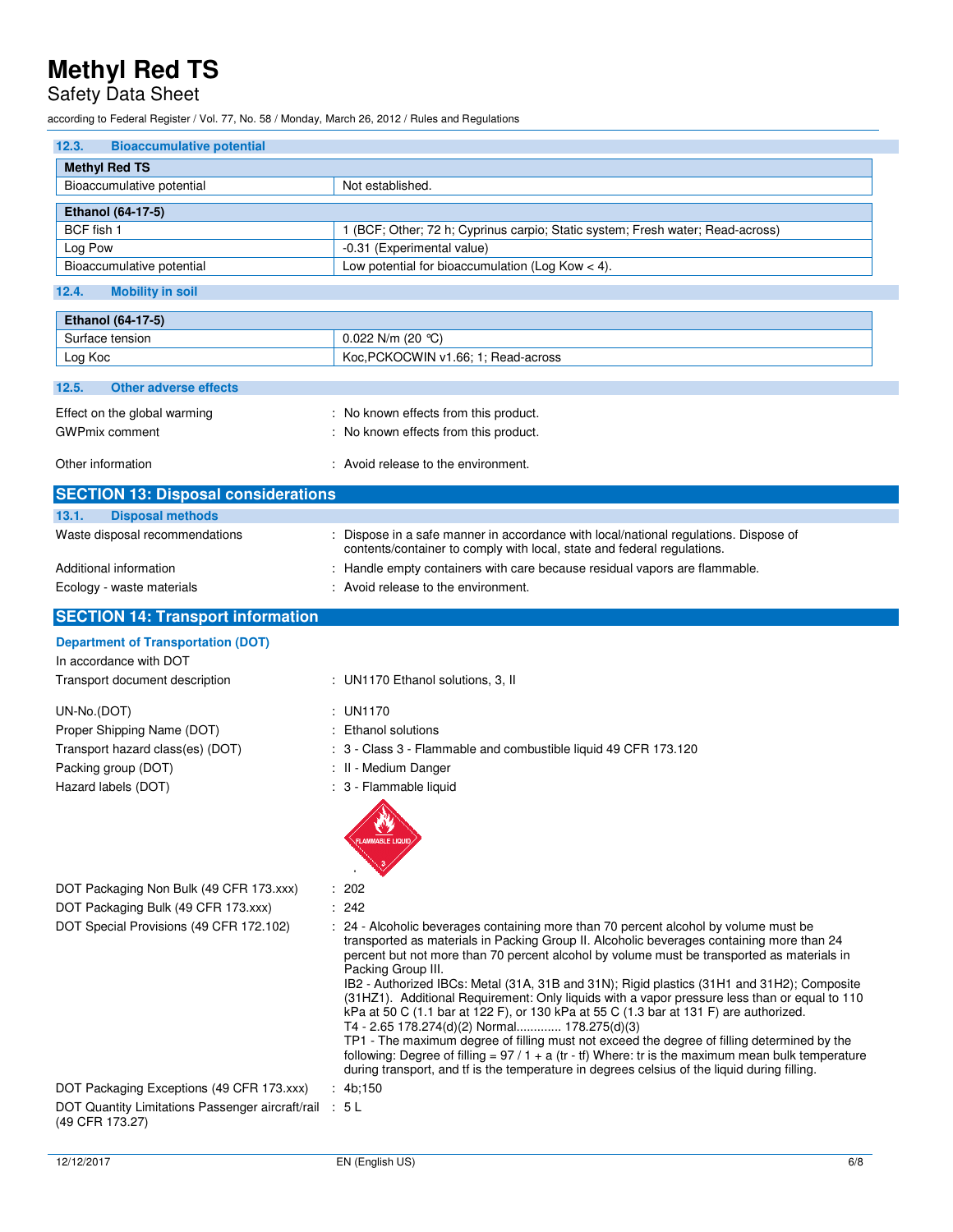### 12.3. Bioaccumulative potential

| Methyl Red TS | |
|---|---|
| Bioaccumulative potential | Not established. |

| Ethanol (64-17-5) | |
|---|---|
| BCF fish 1 | 1 (BCF; Other; 72 h; Cyprinus carpio; Static system; Fresh water; Read-across) |
| Log Pow | -0.31 (Experimental value) |
| Bioaccumulative potential | Low potential for bioaccumulation (Log Kow < 4). |

### 12.4. Mobility in soil

| Ethanol (64-17-5) | |
|---|---|
| Surface tension | 0.022 N/m (20 °C) |
| Log Koc | Koc,PCKOCWIN v1.66; 1; Read-across |

### 12.5. Other adverse effects

Effect on the global warming : No known effects from this product.

GWPmix comment : No known effects from this product.

Other information : Avoid release to the environment.

## SECTION 13: Disposal considerations

### 13.1. Disposal methods

Waste disposal recommendations : Dispose in a safe manner in accordance with local/national regulations. Dispose of contents/container to comply with local, state and federal regulations.

Additional information : Handle empty containers with care because residual vapors are flammable.

Ecology - waste materials : Avoid release to the environment.

## SECTION 14: Transport information

### Department of Transportation (DOT)

In accordance with DOT

Transport document description : UN1170 Ethanol solutions, 3, II

UN-No.(DOT) : UN1170

Proper Shipping Name (DOT) : Ethanol solutions

Transport hazard class(es) (DOT) : 3 - Class 3 - Flammable and combustible liquid 49 CFR 173.120

Packing group (DOT) : II - Medium Danger

Hazard labels (DOT) : 3 - Flammable liquid

DOT Packaging Non Bulk (49 CFR 173.xxx) : 202

DOT Packaging Bulk (49 CFR 173.xxx) : 242

DOT Special Provisions (49 CFR 172.102) : 24 - Alcoholic beverages containing more than 70 percent alcohol by volume must be transported as materials in Packing Group II. Alcoholic beverages containing more than 24 percent but not more than 70 percent alcohol by volume must be transported as materials in Packing Group III.
IB2 - Authorized IBCs: Metal (31A, 31B and 31N); Rigid plastics (31H1 and 31H2); Composite (31HZ1). Additional Requirement: Only liquids with a vapor pressure less than or equal to 110 kPa at 50 C (1.1 bar at 122 F), or 130 kPa at 55 C (1.3 bar at 131 F) are authorized.
T4 - 2.65 178.274(d)(2) Normal............. 178.275(d)(3)
TP1 - The maximum degree of filling must not exceed the degree of filling determined by the following: Degree of filling = 97 / 1 + a (tr - tf) Where: tr is the maximum mean bulk temperature during transport, and tf is the temperature in degrees celsius of the liquid during filling.

DOT Packaging Exceptions (49 CFR 173.xxx) : 4b;150

DOT Quantity Limitations Passenger aircraft/rail (49 CFR 173.27) : 5 L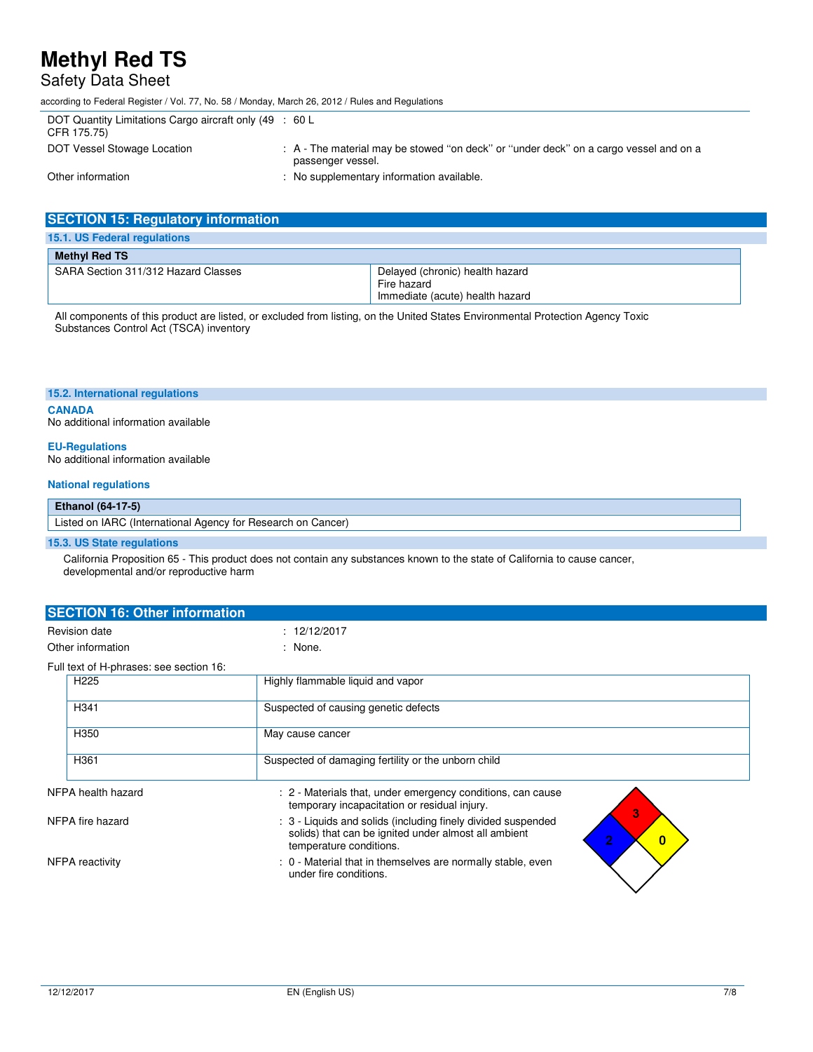| | |
|---|---|
| DOT Quantity Limitations Cargo aircraft only (49 CFR 175.75) | : 60 L |
| DOT Vessel Stowage Location | : A - The material may be stowed "on deck" or "under deck" on a cargo vessel and on a passenger vessel. |
| Other information | : No supplementary information available. |

## SECTION 15: Regulatory information

### 15.1. US Federal regulations

| Methyl Red TS | |
|---|---|
| SARA Section 311/312 Hazard Classes | Delayed (chronic) health hazard<br>Fire hazard<br>Immediate (acute) health hazard |

All components of this product are listed, or excluded from listing, on the United States Environmental Protection Agency Toxic Substances Control Act (TSCA) inventory

### 15.2. International regulations

**CANADA**

No additional information available

**EU-Regulations**

No additional information available

**National regulations**

| Ethanol (64-17-5) |
|---|
| Listed on IARC (International Agency for Research on Cancer) |

### 15.3. US State regulations

California Proposition 65 - This product does not contain any substances known to the state of California to cause cancer, developmental and/or reproductive harm

## SECTION 16: Other information

| | |
|---|---|
| Revision date | : 12/12/2017 |
| Other information | : None. |

Full text of H-phrases: see section 16:

| | |
|---|---|
| H225 | Highly flammable liquid and vapor |
| H341 | Suspected of causing genetic defects |
| H350 | May cause cancer |
| H361 | Suspected of damaging fertility or the unborn child |

| | |
|---|---|
| NFPA health hazard | : 2 - Materials that, under emergency conditions, can cause temporary incapacitation or residual injury. |
| NFPA fire hazard | : 3 - Liquids and solids (including finely divided suspended solids) that can be ignited under almost all ambient temperature conditions. |
| NFPA reactivity | : 0 - Material that in themselves are normally stable, even under fire conditions. |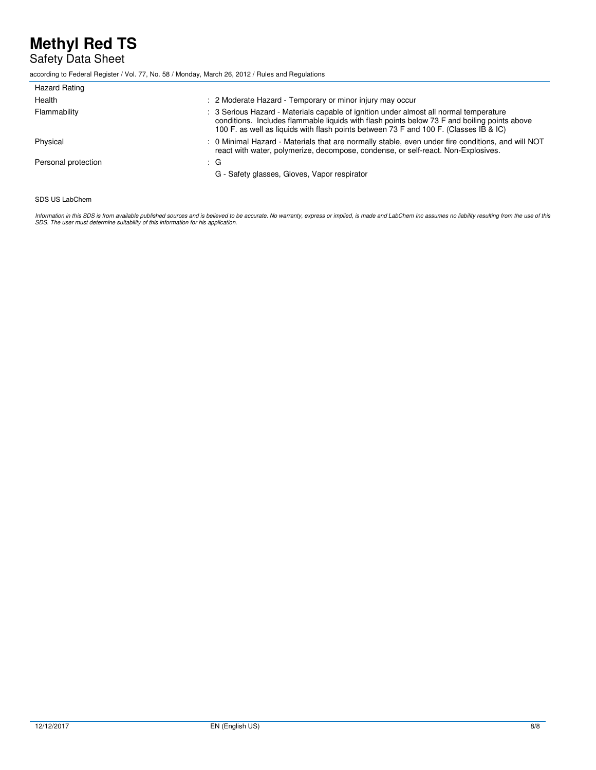Hazard Rating

| | |
|---|---|
| Health | : 2 Moderate Hazard - Temporary or minor injury may occur |
| Flammability | : 3 Serious Hazard - Materials capable of ignition under almost all normal temperature conditions. Includes flammable liquids with flash points below 73 F and boiling points above 100 F. as well as liquids with flash points between 73 F and 100 F. (Classes IB & IC) |
| Physical | : 0 Minimal Hazard - Materials that are normally stable, even under fire conditions, and will NOT react with water, polymerize, decompose, condense, or self-react. Non-Explosives. |
| Personal protection | : G<br>G - Safety glasses, Gloves, Vapor respirator |

SDS US LabChem

*Information in this SDS is from available published sources and is believed to be accurate. No warranty, express or implied, is made and LabChem Inc assumes no liability resulting from the use of this SDS. The user must determine suitability of this information for his application.*